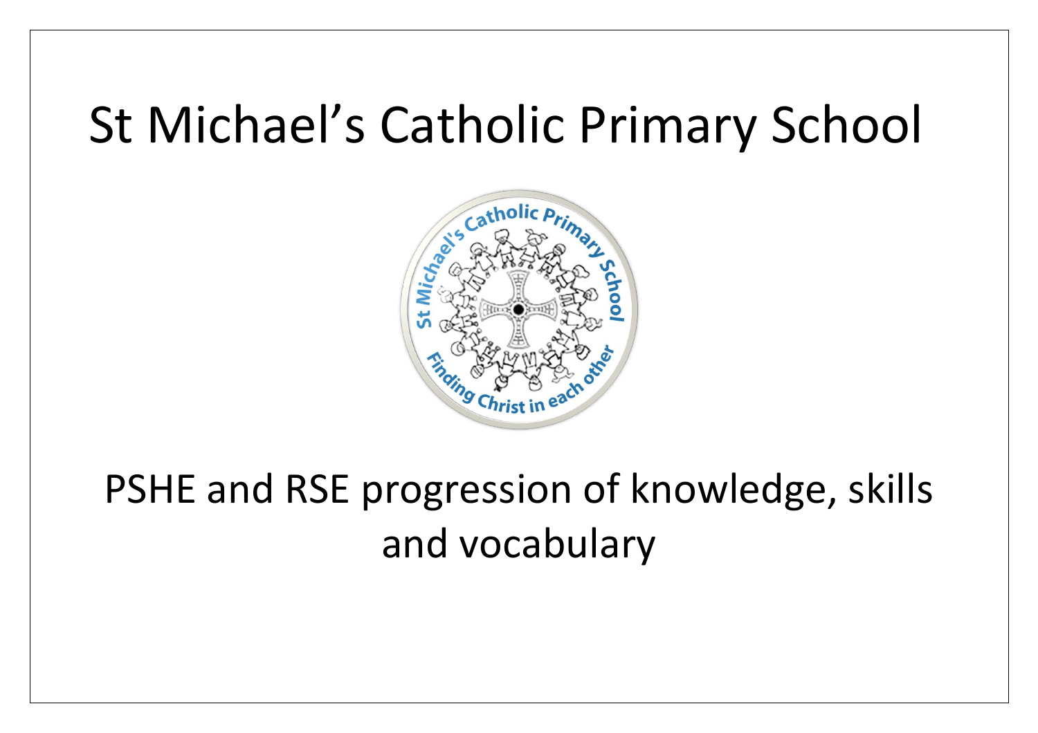# St Michael's Catholic Primary School

## PSHE and RSE progression of knowledge, skills and vocabulary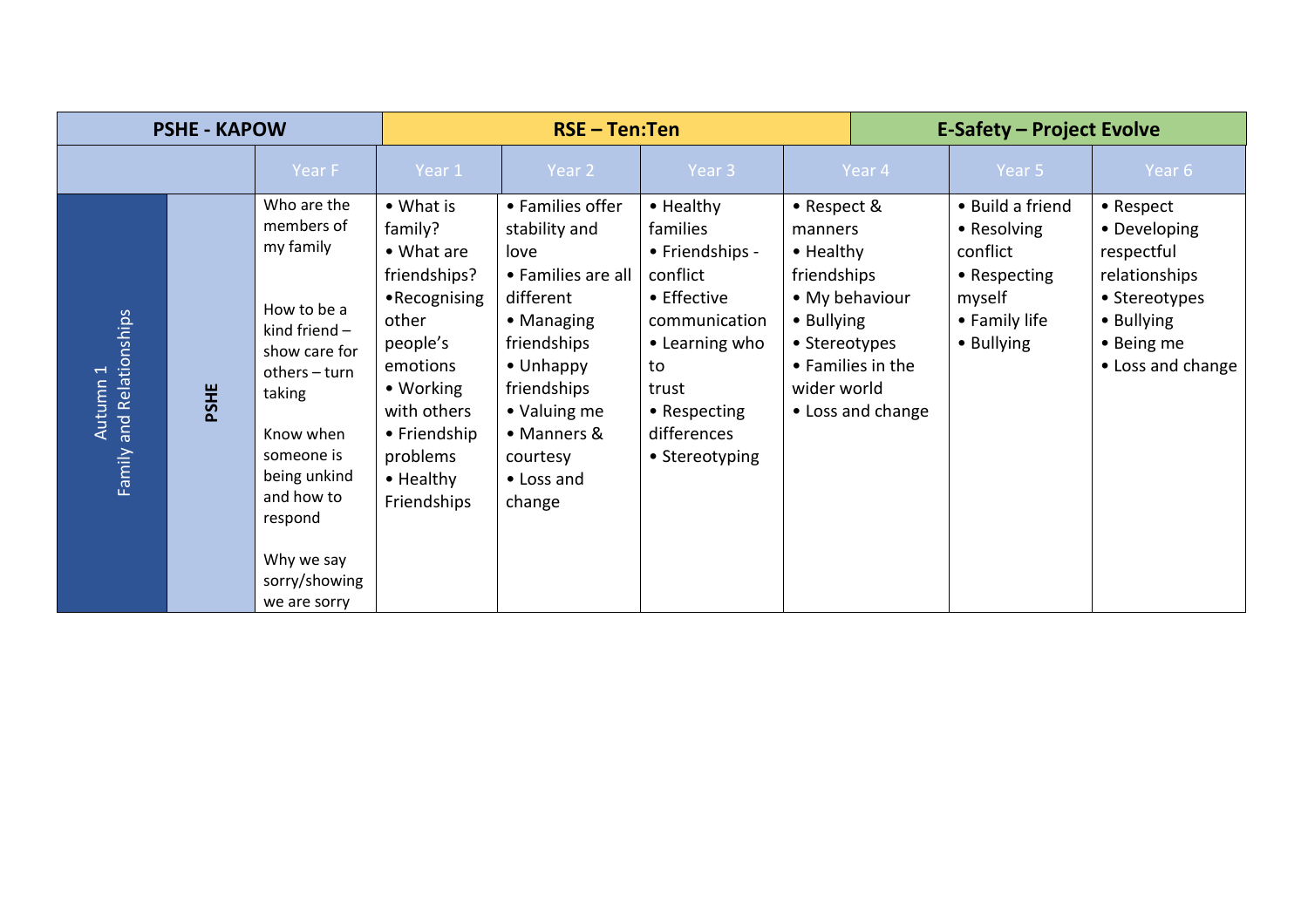| PSHE - KAPOW | | | RSE – Ten:Ten | | | E-Safety – Project Evolve | | |
|---|---|---|---|---|---|---|---|---|
| | | Year F | Year 1 | Year 2 | Year 3 | Year 4 | Year 5 | Year 6 |
| Autumn 1 Family and Relationships | PSHE | Who are the members of my family<br><br>How to be a kind friend – show care for others – turn taking<br><br>Know when someone is being unkind and how to respond<br><br>Why we say sorry/showing we are sorry | • What is family?<br>• What are friendships?<br>•Recognising other people's emotions<br>• Working with others<br>• Friendship problems<br>• Healthy Friendships | • Families offer stability and love<br>• Families are all different<br>• Managing friendships<br>• Unhappy friendships<br>• Valuing me<br>• Manners & courtesy<br>• Loss and change | • Healthy families<br>• Friendships - conflict<br>• Effective communication<br>• Learning who to trust<br>• Respecting differences<br>• Stereotyping | • Respect & manners<br>• Healthy friendships<br>• My behaviour<br>• Bullying<br>• Stereotypes<br>• Families in the wider world<br>• Loss and change | • Build a friend<br>• Resolving conflict<br>• Respecting myself<br>• Family life<br>• Bullying | • Respect<br>• Developing respectful relationships<br>• Stereotypes<br>• Bullying<br>• Being me<br>• Loss and change |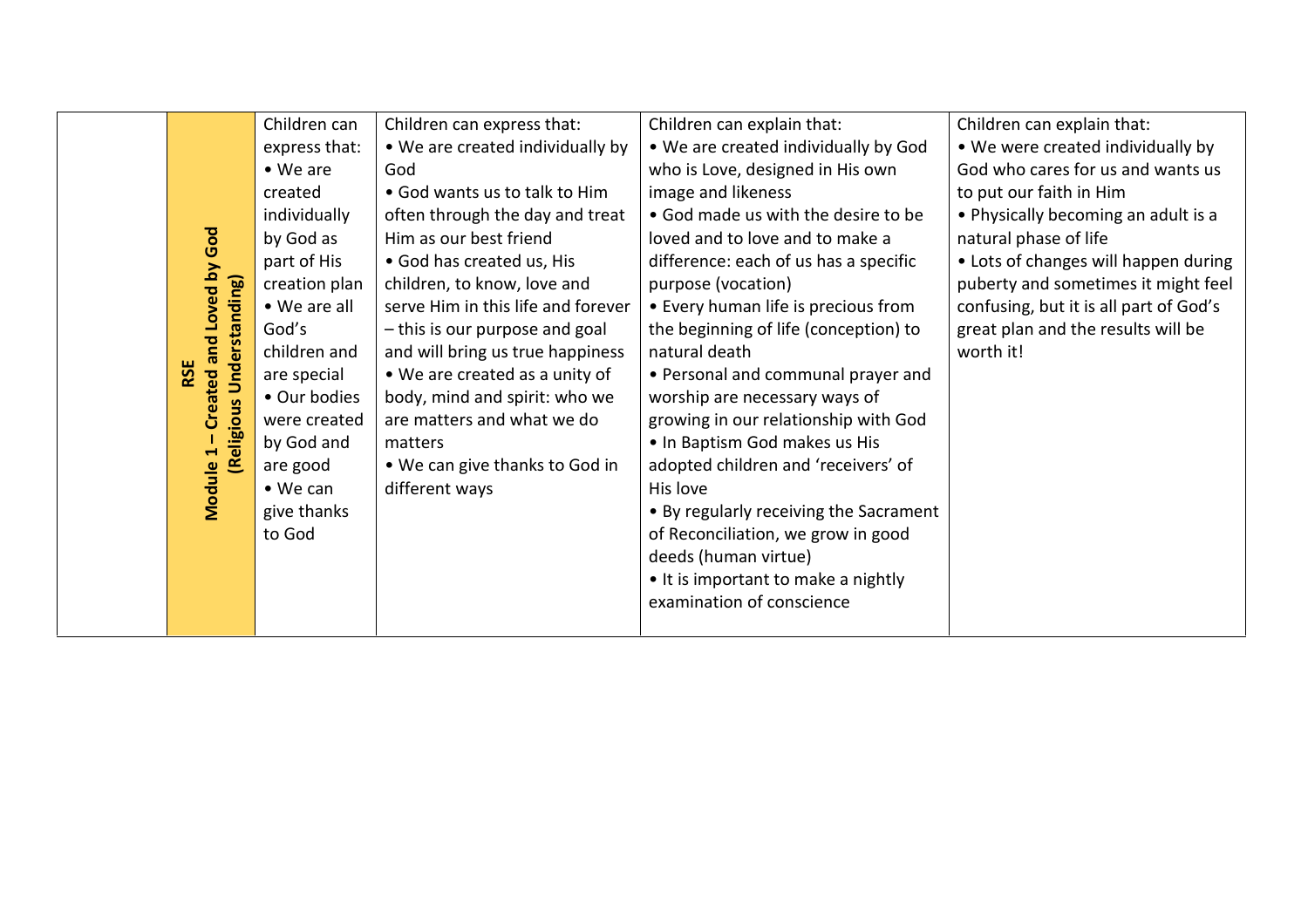|  | RSE Module 1 – Created and Loved by God (Religious Understanding) | Children can express that:<br>• We are created individually by God as part of His creation plan<br>• We are all God's children and are special<br>• Our bodies were created by God and are good<br>• We can give thanks to God | Children can express that:<br>• We are created individually by God<br>• God wants us to talk to Him often through the day and treat Him as our best friend<br>• God has created us, His children, to know, love and serve Him in this life and forever – this is our purpose and goal and will bring us true happiness<br>• We are created as a unity of body, mind and spirit: who we are matters and what we do matters<br>• We can give thanks to God in different ways | Children can explain that:<br>• We are created individually by God who is Love, designed in His own image and likeness<br>• God made us with the desire to be loved and to love and to make a difference: each of us has a specific purpose (vocation)<br>• Every human life is precious from the beginning of life (conception) to natural death<br>• Personal and communal prayer and worship are necessary ways of growing in our relationship with God<br>• In Baptism God makes us His adopted children and 'receivers' of His love<br>• By regularly receiving the Sacrament of Reconciliation, we grow in good deeds (human virtue)<br>• It is important to make a nightly examination of conscience | Children can explain that:<br>• We were created individually by God who cares for us and wants us to put our faith in Him<br>• Physically becoming an adult is a natural phase of life<br>• Lots of changes will happen during puberty and sometimes it might feel confusing, but it is all part of God's great plan and the results will be worth it! |
|---|---|---|---|---|---|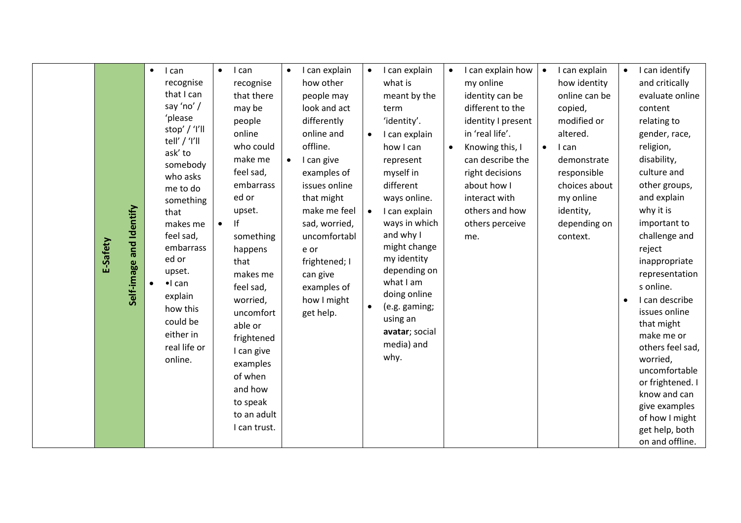| | | | | | | | | |
|---|---|---|---|---|---|---|---|---|
| | **E-Safety** | **Self-image and Identify** | • I can recognise that I can say 'no' / 'please stop' / 'I'll tell' / 'I'll ask' to somebody who asks me to do something that makes me feel sad, embarrassed or upset.<br>• •I can explain how this could be either in real life or online. | • I can recognise that there may be people online who could make me feel sad, embarrassed or upset.<br>• If something happens that makes me feel sad, worried, uncomfortable or frightened I can give examples of when and how to speak to an adult I can trust. | • I can explain how other people may look and act differently online and offline.<br>• I can give examples of issues online that might make me feel sad, worried, uncomfortable or frightened; I can give examples of how I might get help. | • I can explain what is meant by the term 'identity'.<br>• I can explain how I can represent myself in different ways online.<br>• I can explain ways in which and why I might change my identity depending on what I am doing online<br>• (e.g. gaming; using an **avatar**; social media) and why. | • I can explain how my online identity can be different to the identity I present in 'real life'.<br>• Knowing this, I can describe the right decisions about how I interact with others and how others perceive me. | • I can explain how identity online can be copied, modified or altered.<br>• I can demonstrate responsible choices about my online identity, depending on context. | • I can identify and critically evaluate online content relating to gender, race, religion, disability, culture and other groups, and explain why it is important to challenge and reject inappropriate representations online.<br>• I can describe issues online that might make me or others feel sad, worried, uncomfortable or frightened. I know and can give examples of how I might get help, both on and offline. |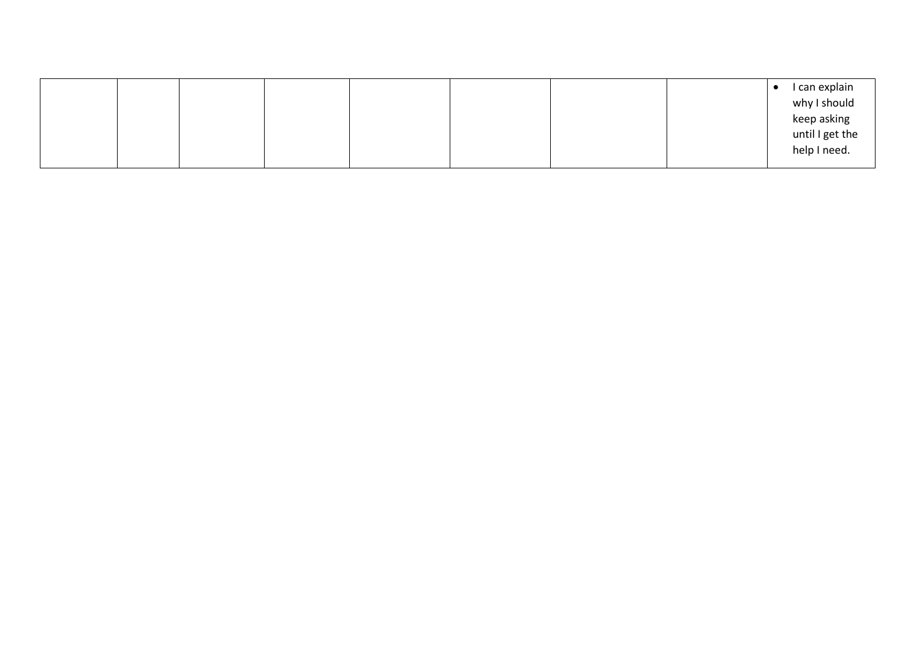| | | | | | | | | |
|---|---|---|---|---|---|---|---|---|
| | | | | | | | | • I can explain why I should keep asking until I get the help I need. |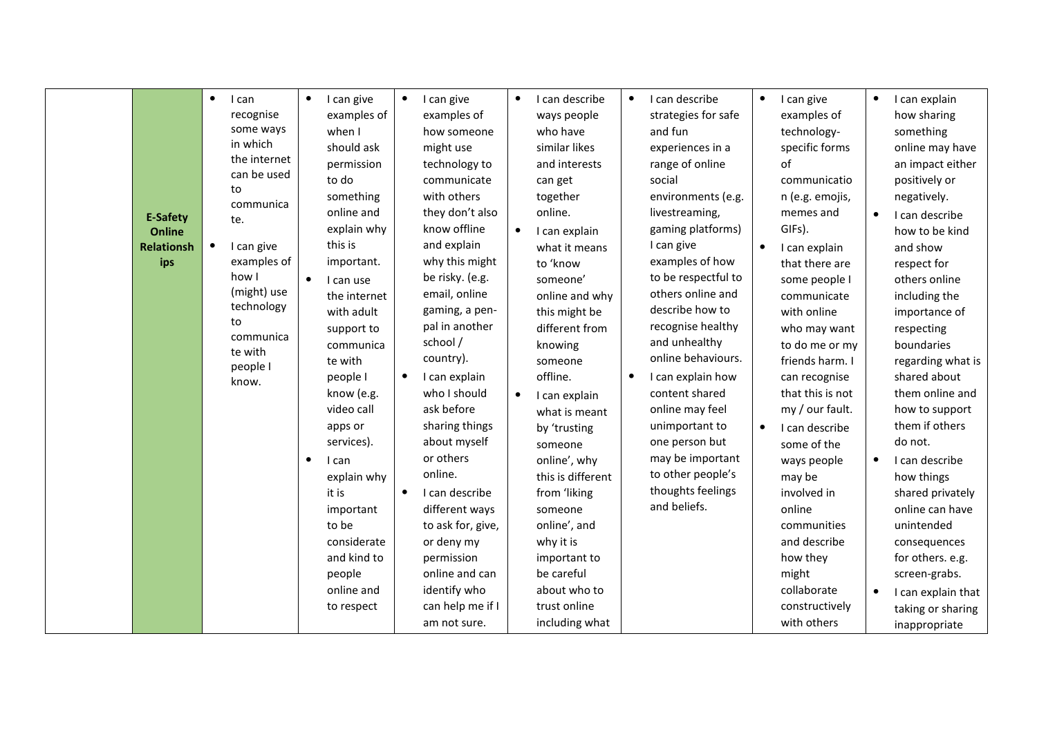|  | **E-Safety Online Relationships** | • I can recognise some ways in which the internet can be used to communicate.<br>• I can give examples of how I (might) use technology to communicate with people I know. | • I can give examples of when I should ask permission to do something online and explain why this is important.<br>• I can use the internet with adult support to communicate with people I know (e.g. video call apps or services).<br>• I can explain why it is important to be considerate and kind to people online and to respect | • I can give examples of how someone might use technology to communicate with others they don't also know offline and explain why this might be risky. (e.g. email, online gaming, a pen-pal in another school / country).<br>• I can explain who I should ask before sharing things about myself or others online.<br>• I can describe different ways to ask for, give, or deny my permission online and can identify who can help me if I am not sure. | • I can describe ways people who have similar likes and interests can get together online.<br>• I can explain what it means to 'know someone' online and why this might be different from knowing someone offline.<br>• I can explain what is meant by 'trusting someone online', why this is different from 'liking someone online', and why it is important to be careful about who to trust online including what | • I can describe strategies for safe and fun experiences in a range of online social environments (e.g. livestreaming, gaming platforms) I can give examples of how to be respectful to others online and describe how to recognise healthy and unhealthy online behaviours.<br>• I can explain how content shared online may feel unimportant to one person but may be important to other people's thoughts feelings and beliefs. | • I can give examples of technology-specific forms of communication (e.g. emojis, memes and GIFs).<br>• I can explain that there are some people I communicate with online who may want to do me or my friends harm. I can recognise that this is not my / our fault.<br>• I can describe some of the ways people may be involved in online communities and describe how they might collaborate constructively with others | • I can explain how sharing something online may have an impact either positively or negatively.<br>• I can describe how to be kind and show respect for others online including the importance of respecting boundaries regarding what is shared about them online and how to support them if others do not.<br>• I can describe how things shared privately online can have unintended consequences for others. e.g. screen-grabs.<br>• I can explain that taking or sharing inappropriate |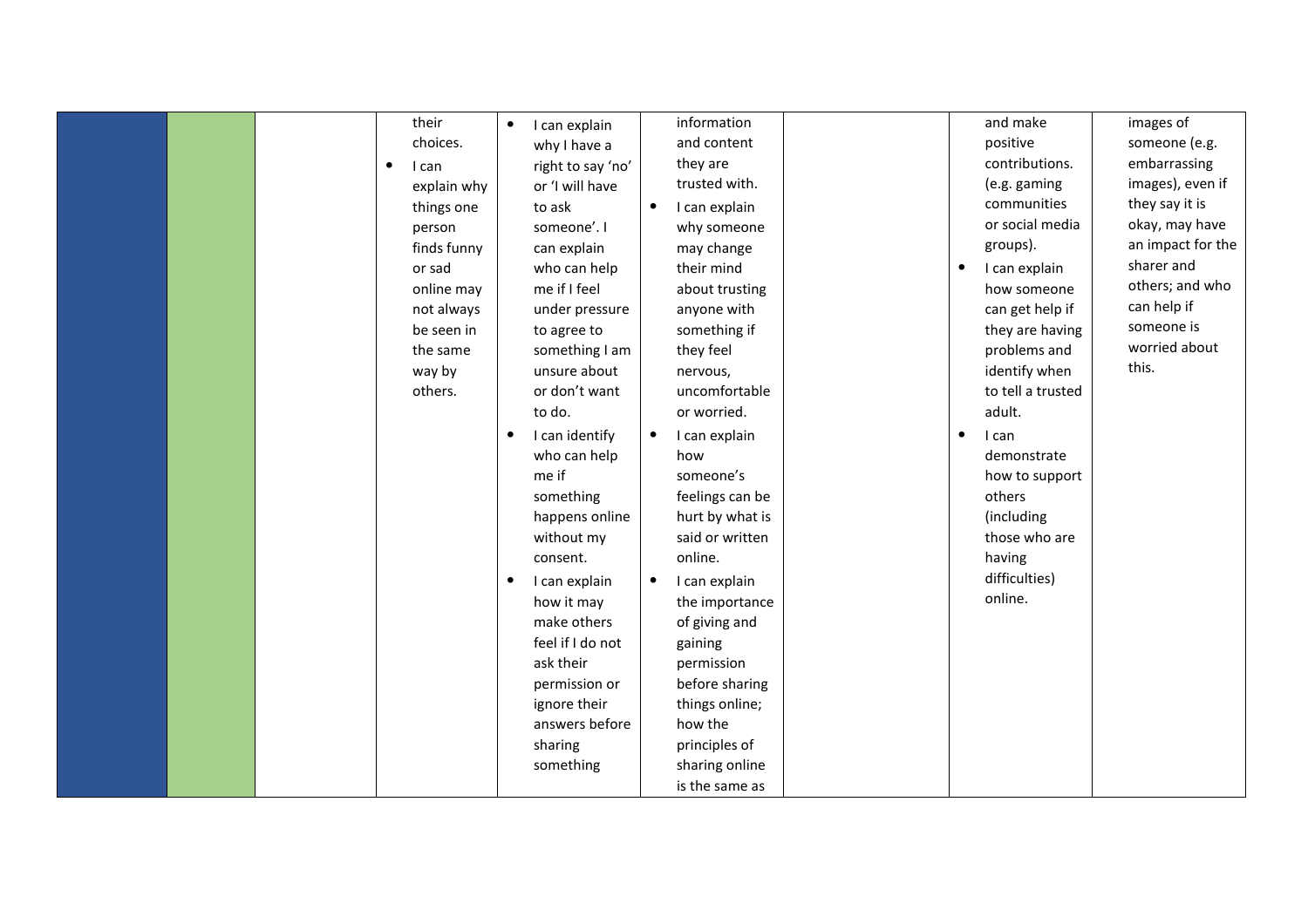| | | | | | | | | |
|---|---|---|---|---|---|---|---|---|
| | | | their choices.<br>• I can explain why things one person finds funny or sad online may not always be seen in the same way by others. | • I can explain why I have a right to say 'no' or 'I will have to ask someone'. I can explain who can help me if I feel under pressure to agree to something I am unsure about or don't want to do.<br>• I can identify who can help me if something happens online without my consent.<br>• I can explain how it may make others feel if I do not ask their permission or ignore their answers before sharing something | information and content they are trusted with.<br>• I can explain why someone may change their mind about trusting anyone with something if they feel nervous, uncomfortable or worried.<br>• I can explain how someone's feelings can be hurt by what is said or written online.<br>• I can explain the importance of giving and gaining permission before sharing things online; how the principles of sharing online is the same as | | and make positive contributions. (e.g. gaming communities or social media groups).<br>• I can explain how someone can get help if they are having problems and identify when to tell a trusted adult.<br>• I can demonstrate how to support others (including those who are having difficulties) online. | images of someone (e.g. embarrassing images), even if they say it is okay, may have an impact for the sharer and others; and who can help if someone is worried about this. |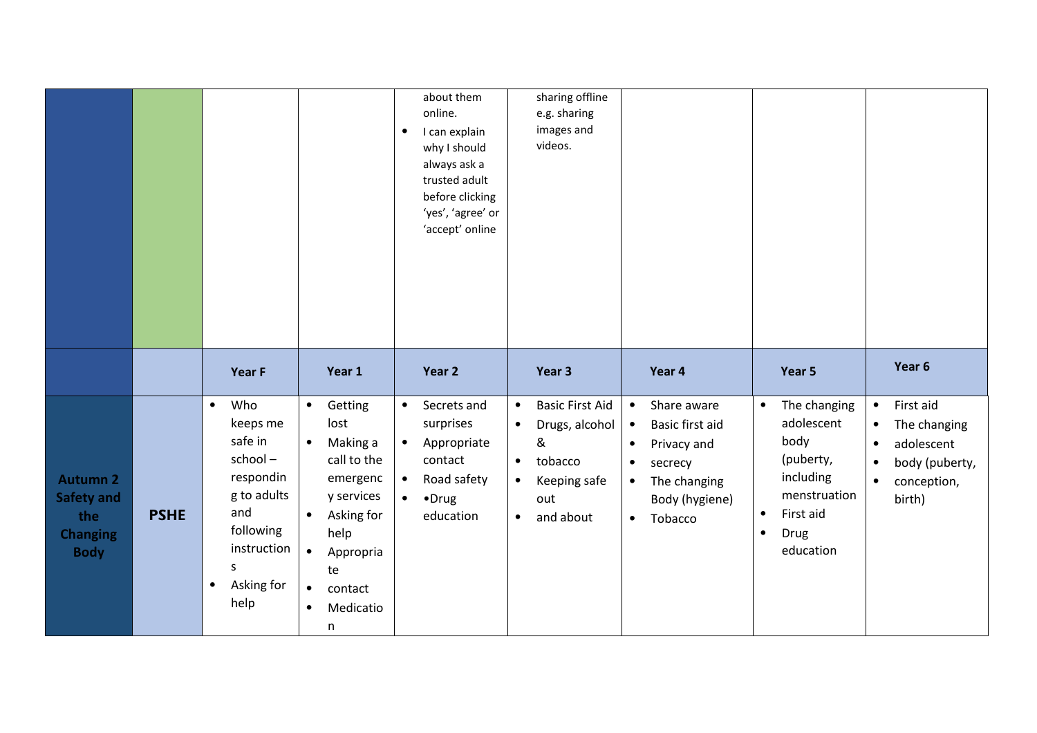| | | | | | | | | |
|---|---|---|---|---|---|---|---|---|
| | | | | about them online.<br>• I can explain why I should always ask a trusted adult before clicking 'yes', 'agree' or 'accept' online | sharing offline e.g. sharing images and videos. | | | |
| | | **Year F** | **Year 1** | **Year 2** | **Year 3** | **Year 4** | **Year 5** | **Year 6** |
| **Autumn 2 Safety and the Changing Body** | **PSHE** | • Who keeps me safe in school – responding to adults and following instructions<br>• Asking for help | • Getting lost<br>• Making a call to the emergency services<br>• Asking for help<br>• Appropriate<br>• contact<br>• Medication | • Secrets and surprises<br>• Appropriate contact<br>• Road safety<br>• •Drug education | • Basic First Aid<br>• Drugs, alcohol &<br>• tobacco<br>• Keeping safe out<br>• and about | • Share aware<br>• Basic first aid<br>• Privacy and<br>• secrecy<br>• The changing Body (hygiene)<br>• Tobacco | • The changing adolescent body (puberty, including menstruation<br>• First aid<br>• Drug education | • First aid<br>• The changing<br>• adolescent<br>• body (puberty,<br>• conception, birth) |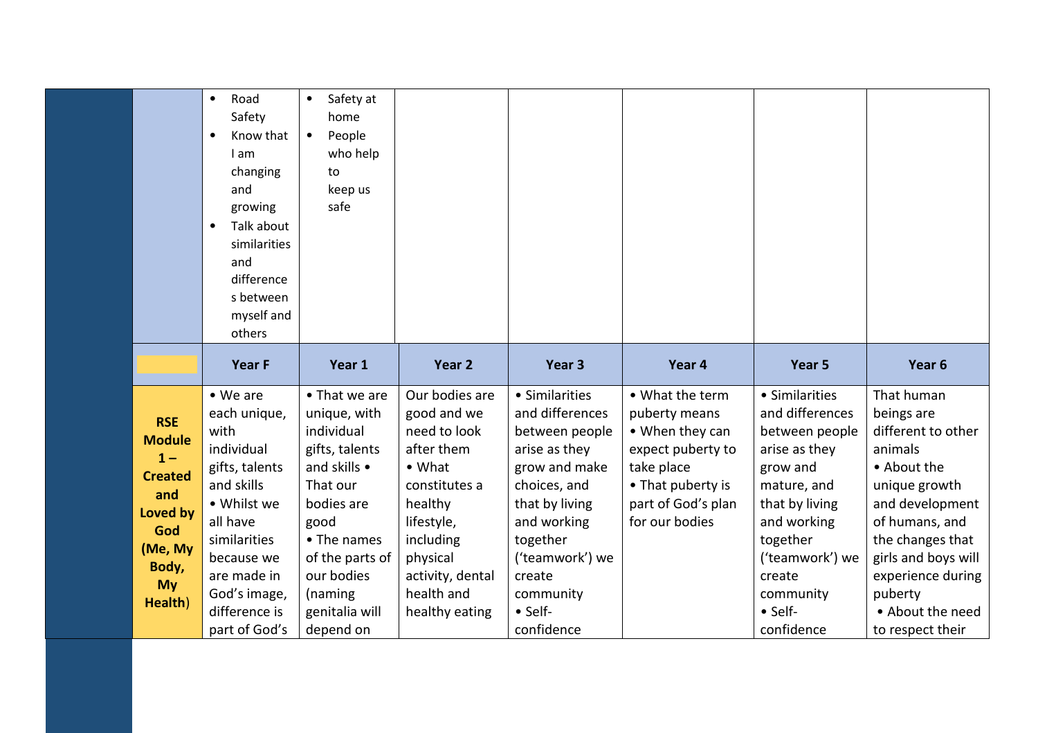| | Year F | Year 1 | Year 2 | Year 3 | Year 4 | Year 5 | Year 6 |
|---|---|---|---|---|---|---|---|
| | • Road Safety<br>• Know that I am changing and growing<br>• Talk about similarities and differences between myself and others | • Safety at home<br>• People who help to keep us safe | | | | | |
| | **Year F** | **Year 1** | **Year 2** | **Year 3** | **Year 4** | **Year 5** | **Year 6** |
| **RSE Module 1 – Created and Loved by God (Me, My Body, My Health)** | • We are each unique, with individual gifts, talents and skills<br>• Whilst we all have similarities because we are made in God's image, difference is part of God's | • That we are unique, with individual gifts, talents and skills<br>• That our bodies are good<br>• The names of the parts of our bodies (naming genitalia will depend on | Our bodies are good and we need to look after them<br>• What constitutes a healthy lifestyle, including physical activity, dental health and healthy eating | • Similarities and differences between people arise as they grow and make choices, and that by living and working together ('teamwork') we create community<br>• Self-confidence | • What the term puberty means<br>• When they can expect puberty to take place<br>• That puberty is part of God's plan for our bodies | • Similarities and differences between people arise as they grow and mature, and that by living and working together ('teamwork') we create community<br>• Self-confidence | That human beings are different to other animals<br>• About the unique growth and development of humans, and the changes that girls and boys will experience during puberty<br>• About the need to respect their |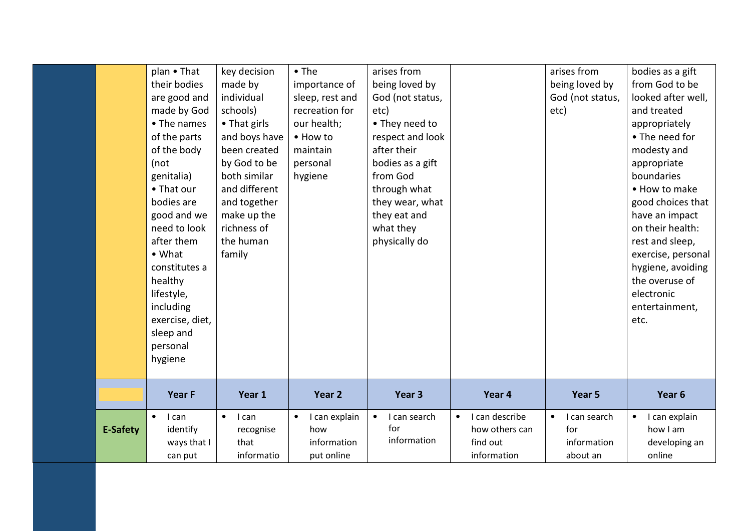| | | | | | | | |
|---|---|---|---|---|---|---|---|
| | plan • That their bodies are good and made by God • The names of the parts of the body (not genitalia) • That our bodies are good and we need to look after them • What constitutes a healthy lifestyle, including exercise, diet, sleep and personal hygiene | key decision made by individual schools) • That girls and boys have been created by God to be both similar and different and together make up the richness of the human family | • The importance of sleep, rest and recreation for our health; • How to maintain personal hygiene | arises from being loved by God (not status, etc) • They need to respect and look after their bodies as a gift from God through what they wear, what they eat and what they physically do | | arises from being loved by God (not status, etc) | bodies as a gift from God to be looked after well, and treated appropriately • The need for modesty and appropriate boundaries • How to make good choices that have an impact on their health: rest and sleep, exercise, personal hygiene, avoiding the overuse of electronic entertainment, etc. |
| | **Year F** | **Year 1** | **Year 2** | **Year 3** | **Year 4** | **Year 5** | **Year 6** |
| **E-Safety** | • I can identify ways that I can put | • I can recognise that informatio | • I can explain how information put online | • I can search for information | • I can describe how others can find out information | • I can search for information about an | • I can explain how I am developing an online |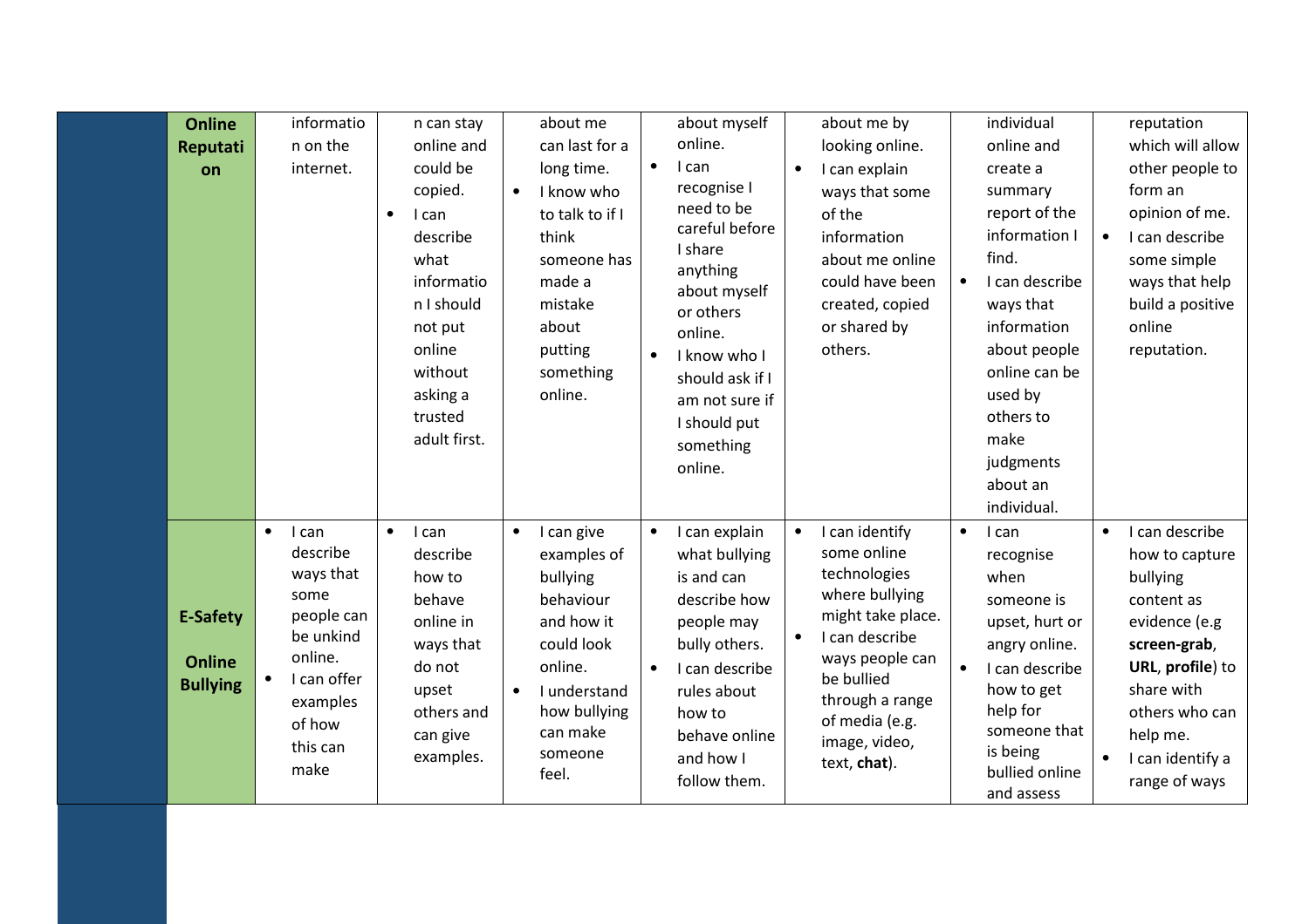| | | | | | | | |
|---|---|---|---|---|---|---|---|
| **Online Reputation** | information on the internet. | n can stay online and could be copied.<br>• I can describe what information I should not put online without asking a trusted adult first. | about me can last for a long time.<br>• I know who to talk to if I think someone has made a mistake about putting something online. | about myself online.<br>• I can recognise I need to be careful before I share anything about myself or others online.<br>• I know who I should ask if I am not sure if I should put something online. | about me by looking online.<br>• I can explain ways that some of the information about me online could have been created, copied or shared by others. | individual online and create a summary report of the information I find.<br>• I can describe ways that information about people online can be used by others to make judgments about an individual. | reputation which will allow other people to form an opinion of me.<br>• I can describe some simple ways that help build a positive online reputation. |
| **E-Safety**<br><br>**Online Bullying** | • I can describe ways that some people can be unkind online.<br>• I can offer examples of how this can make | • I can describe how to behave online in ways that do not upset others and can give examples. | • I can give examples of bullying behaviour and how it could look online.<br>• I understand how bullying can make someone feel. | • I can explain what bullying is and can describe how people may bully others.<br>• I can describe rules about how to behave online and how I follow them. | • I can identify some online technologies where bullying might take place.<br>• I can describe ways people can be bullied through a range of media (e.g. image, video, text, **chat**). | • I can recognise when someone is upset, hurt or angry online.<br>• I can describe how to get help for someone that is being bullied online and assess | • I can describe how to capture bullying content as evidence (e.g **screen-grab**, **URL**, **profile**) to share with others who can help me.<br>• I can identify a range of ways |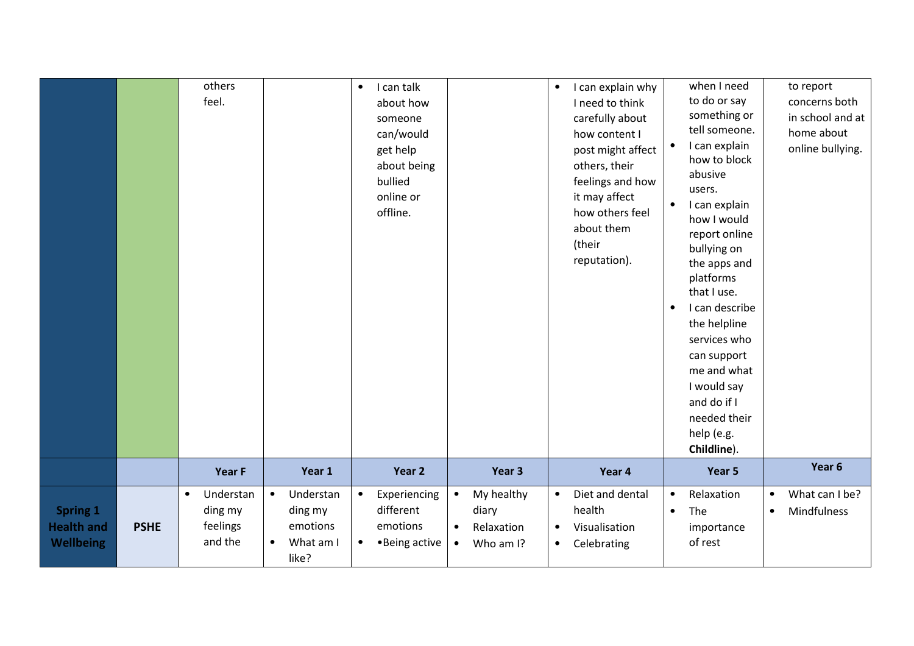| | | | | | | | | |
|---|---|---|---|---|---|---|---|---|
| | | others feel. | | • I can talk about how someone can/would get help about being bullied online or offline. | | • I can explain why I need to think carefully about how content I post might affect others, their feelings and how it may affect how others feel about them (their reputation). | when I need to do or say something or tell someone.<br>• I can explain how to block abusive users.<br>• I can explain how I would report online bullying on the apps and platforms that I use.<br>• I can describe the helpline services who can support me and what I would say and do if I needed their help (e.g. **Childline**). | to report concerns both in school and at home about online bullying. |
| | | **Year F** | **Year 1** | **Year 2** | **Year 3** | **Year 4** | **Year 5** | **Year 6** |
| **Spring 1 Health and Wellbeing** | **PSHE** | • Understanding my feelings and the | • Understanding my emotions<br>• What am I like? | • Experiencing different emotions<br>• •Being active | • My healthy diary<br>• Relaxation<br>• Who am I? | • Diet and dental health<br>• Visualisation<br>• Celebrating | • Relaxation<br>• The importance of rest | • What can I be?<br>• Mindfulness |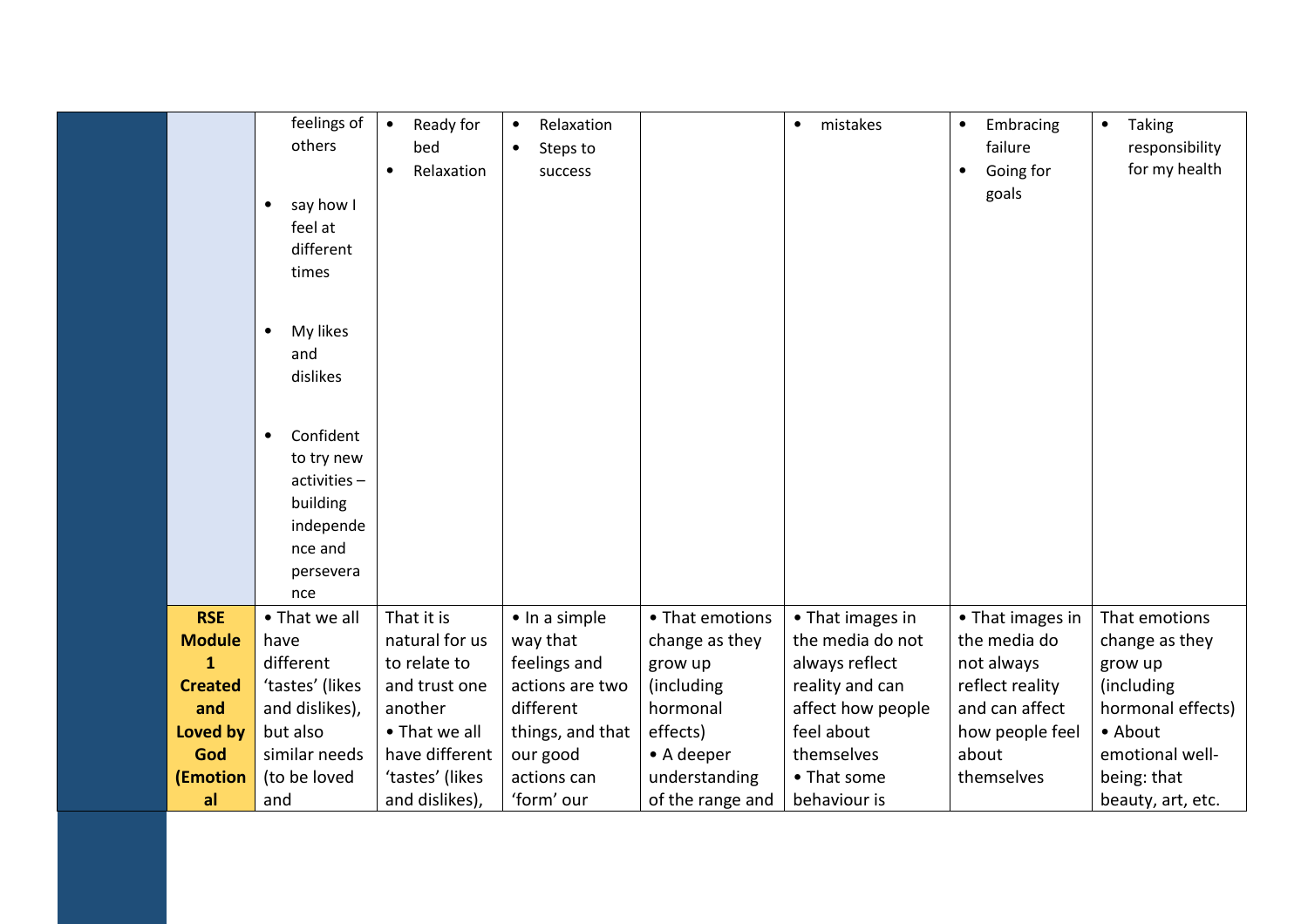| | | | | | | | | |
|---|---|---|---|---|---|---|---|---|
| | | feelings of others<br><br>• say how I feel at different times<br><br>• My likes and dislikes<br><br>• Confident to try new activities – building independence and perseverance | • Ready for bed<br>• Relaxation | • Relaxation<br>• Steps to success | | • mistakes | • Embracing failure<br>• Going for goals | • Taking responsibility for my health |
| | **RSE Module 1 Created and Loved by God (Emotional** | • That we all have different 'tastes' (likes and dislikes), but also similar needs (to be loved and | That it is natural for us to relate to and trust one another<br>• That we all have different 'tastes' (likes and dislikes), | • In a simple way that feelings and actions are two different things, and that our good actions can 'form' our | • That emotions change as they grow up (including hormonal effects)<br>• A deeper understanding of the range and | • That images in the media do not always reflect reality and can affect how people feel about themselves<br>• That some behaviour is | • That images in the media do not always reflect reality and can affect how people feel about themselves | That emotions change as they grow up (including hormonal effects)<br>• About emotional well-being: that beauty, art, etc. |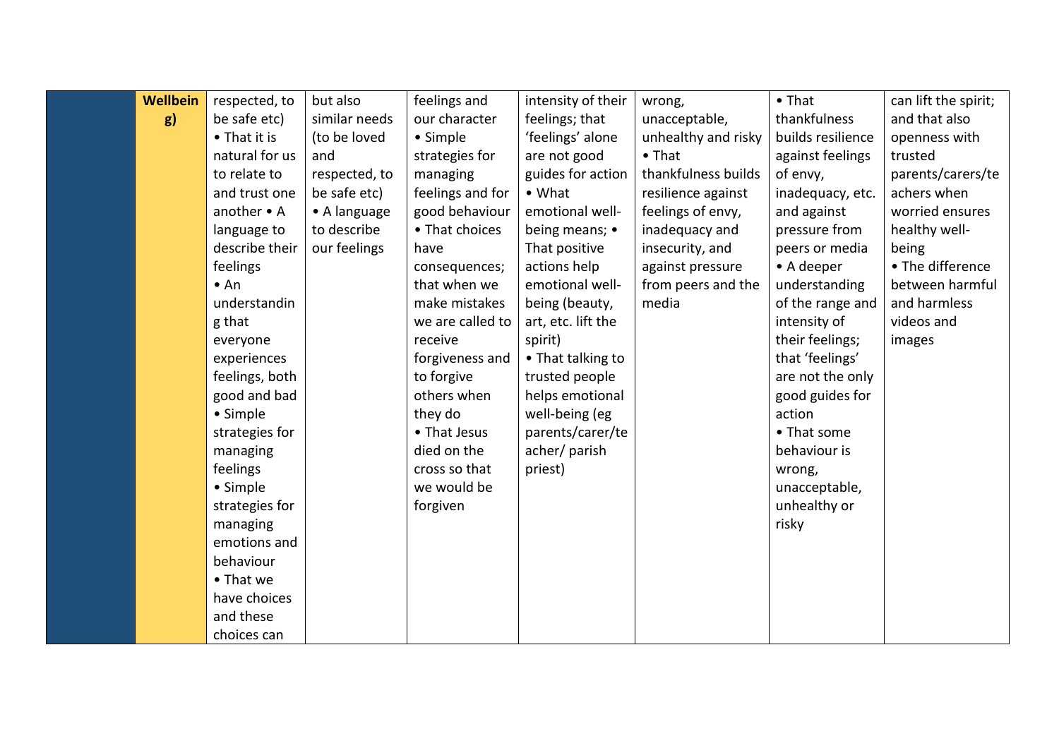|  | Wellbeing) | respected, to be safe etc) • That it is natural for us to relate to and trust one another • A language to describe their feelings • An understanding that everyone experiences feelings, both good and bad • Simple strategies for managing feelings • Simple strategies for managing emotions and behaviour • That we have choices and these choices can | but also similar needs (to be loved and respected, to be safe etc) • A language to describe our feelings | feelings and our character • Simple strategies for managing feelings and for good behaviour • That choices have consequences; that when we make mistakes we are called to receive forgiveness and to forgive others when they do • That Jesus died on the cross so that we would be forgiven | intensity of their feelings; that 'feelings' alone are not good guides for action • What emotional well-being means; • That positive actions help emotional well-being (beauty, art, etc. lift the spirit) • That talking to trusted people helps emotional well-being (eg parents/carer/teacher/ parish priest) | wrong, unacceptable, unhealthy and risky • That thankfulness builds resilience against feelings of envy, inadequacy and insecurity, and against pressure from peers and the media | • That thankfulness builds resilience against feelings of envy, inadequacy, etc. and against pressure from peers or media • A deeper understanding of the range and intensity of their feelings; that 'feelings' are not the only good guides for action • That some behaviour is wrong, unacceptable, unhealthy or risky | can lift the spirit; and that also openness with trusted parents/carers/teachers when worried ensures healthy well-being • The difference between harmful and harmless videos and images |
|---|---|---|---|---|---|---|---|---|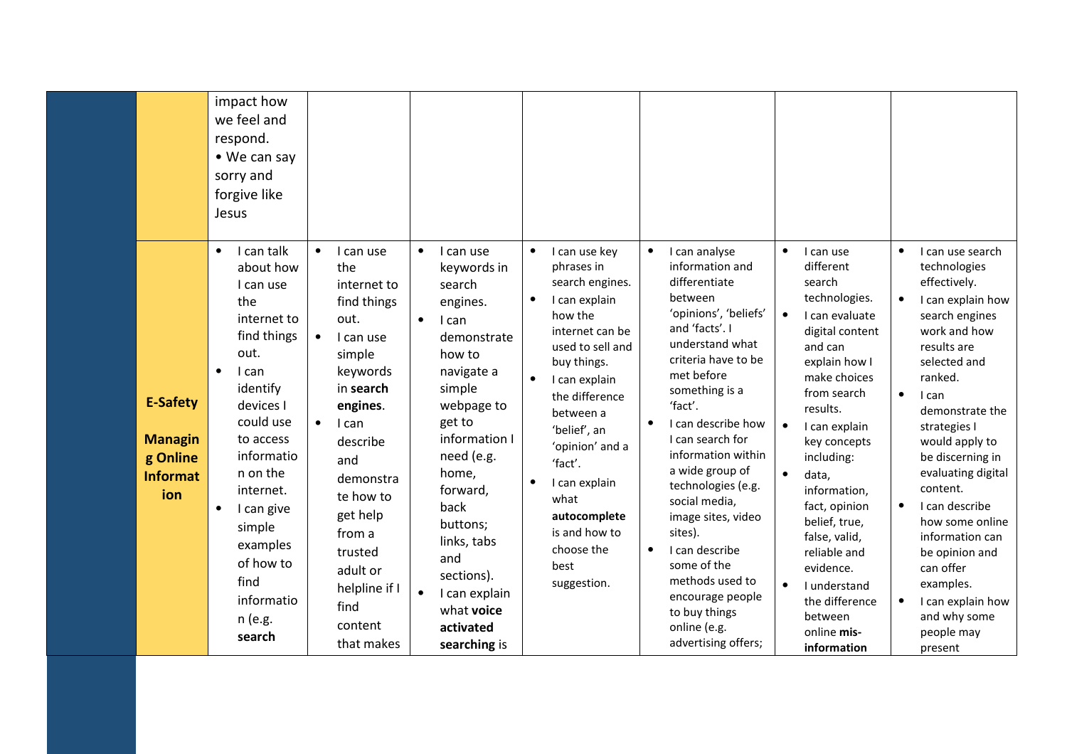| | | | | | | | | |
|---|---|---|---|---|---|---|---|---|
| | | impact how we feel and respond.<br>• We can say sorry and forgive like Jesus | | | | | | |
| | **E-Safety**<br><br>**Managing Online Information** | • I can talk about how I can use the internet to find things out.<br>• I can identify devices I could use to access information on the internet.<br>• I can give simple examples of how to find information (e.g. **search** | • I can use the internet to find things out.<br>• I can use simple keywords in **search engines**.<br>• I can describe and demonstrate how to get help from a trusted adult or helpline if I find content that makes | • I can use keywords in search engines.<br>• I can demonstrate how to navigate a simple webpage to get to information I need (e.g. home, forward, back buttons; links, tabs and sections).<br>• I can explain what **voice activated searching** is | • I can use key phrases in search engines.<br>• I can explain how the internet can be used to sell and buy things.<br>• I can explain the difference between a 'belief', an 'opinion' and a 'fact'.<br>• I can explain what **autocomplete** is and how to choose the best suggestion. | • I can analyse information and differentiate between 'opinions', 'beliefs' and 'facts'. I understand what criteria have to be met before something is a 'fact'.<br>• I can describe how I can search for information within a wide group of technologies (e.g. social media, image sites, video sites).<br>• I can describe some of the methods used to encourage people to buy things online (e.g. advertising offers; | • I can use different search technologies.<br>• I can evaluate digital content and can explain how I make choices from search results.<br>• I can explain key concepts including:<br>• data, information, fact, opinion belief, true, false, valid, reliable and evidence.<br>• I understand the difference between online **mis-information** | • I can use search technologies effectively.<br>• I can explain how search engines work and how results are selected and ranked.<br>• I can demonstrate the strategies I would apply to be discerning in evaluating digital content.<br>• I can describe how some online information can be opinion and can offer examples.<br>• I can explain how and why some people may present |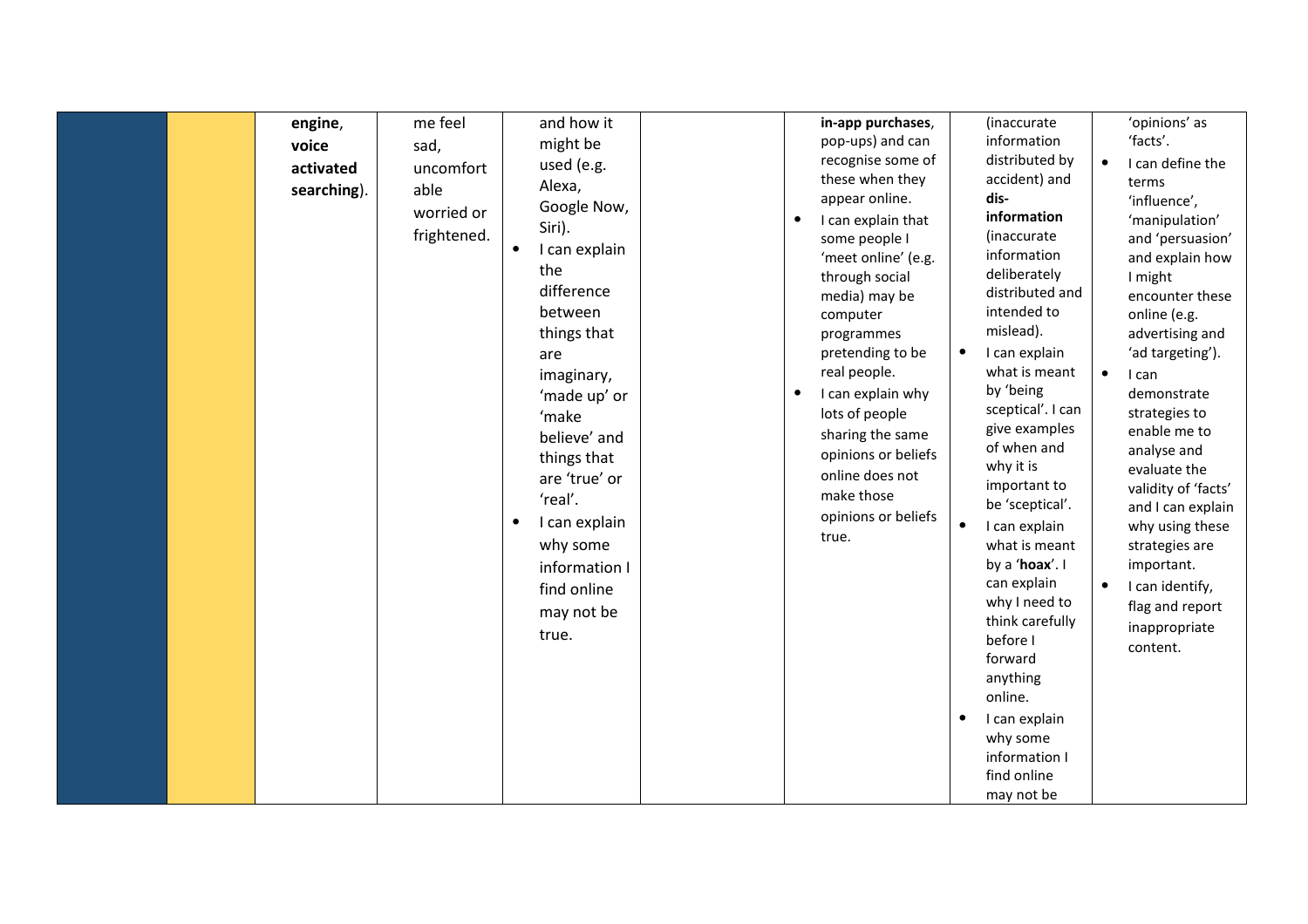|  |  |  |  |  |  |  |  |  |
|---|---|---|---|---|---|---|---|---|
|  |  | **engine**, **voice activated searching**). | me feel sad, uncomfortable worried or frightened. | and how it might be used (e.g. Alexa, Google Now, Siri).<br>• I can explain the difference between things that are imaginary, 'made up' or 'make believe' and things that are 'true' or 'real'.<br>• I can explain why some information I find online may not be true. |  | **in-app purchases**, pop-ups) and can recognise some of these when they appear online.<br>• I can explain that some people I 'meet online' (e.g. through social media) may be computer programmes pretending to be real people.<br>• I can explain why lots of people sharing the same opinions or beliefs online does not make those opinions or beliefs true. | (inaccurate information distributed by accident) and **dis-information** (inaccurate information deliberately distributed and intended to mislead).<br>• I can explain what is meant by 'being sceptical'. I can give examples of when and why it is important to be 'sceptical'.<br>• I can explain what is meant by a '**hoax**'. I can explain why I need to think carefully before I forward anything online.<br>• I can explain why some information I find online may not be | 'opinions' as 'facts'.<br>• I can define the terms 'influence', 'manipulation' and 'persuasion' and explain how I might encounter these online (e.g. advertising and 'ad targeting').<br>• I can demonstrate strategies to enable me to analyse and evaluate the validity of 'facts' and I can explain why using these strategies are important.<br>• I can identify, flag and report inappropriate content. |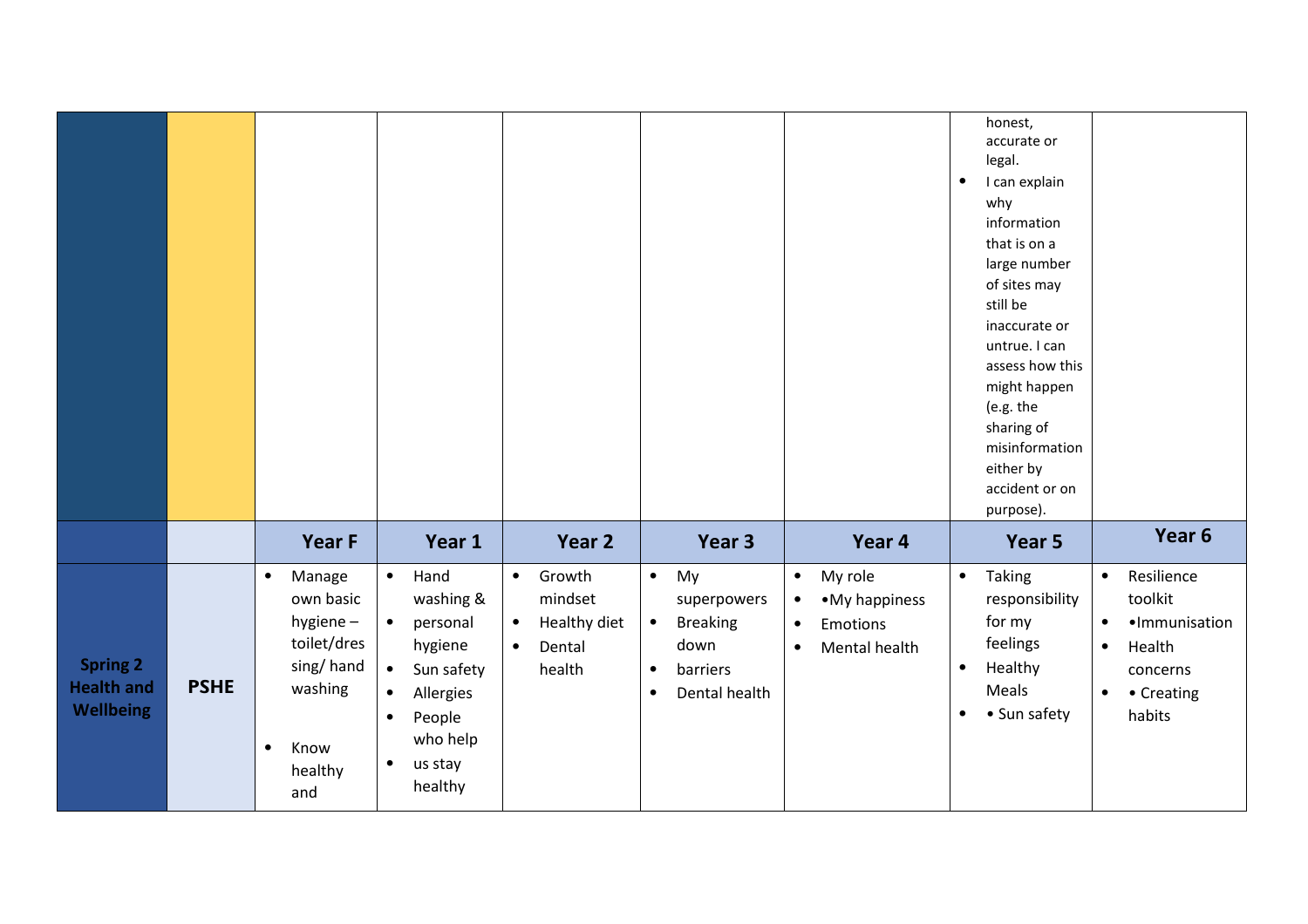| | | | | | | | | |
|---|---|---|---|---|---|---|---|---|
| | | | | | | | honest, accurate or legal.<br>• I can explain why information that is on a large number of sites may still be inaccurate or untrue. I can assess how this might happen (e.g. the sharing of misinformation either by accident or on purpose). | |
| | | **Year F** | **Year 1** | **Year 2** | **Year 3** | **Year 4** | **Year 5** | **Year 6** |
| **Spring 2 Health and Wellbeing** | **PSHE** | • Manage own basic hygiene – toilet/dressing/ hand washing<br>• Know healthy and | • Hand washing &<br>• personal hygiene<br>• Sun safety<br>• Allergies<br>• People who help<br>• us stay healthy | • Growth mindset<br>• Healthy diet<br>• Dental health | • My superpowers<br>• Breaking down<br>• barriers<br>• Dental health | • My role<br>• •My happiness<br>• Emotions<br>• Mental health | • Taking responsibility for my feelings<br>• Healthy Meals<br>• • Sun safety | • Resilience toolkit<br>• •Immunisation<br>• Health concerns<br>• • Creating habits |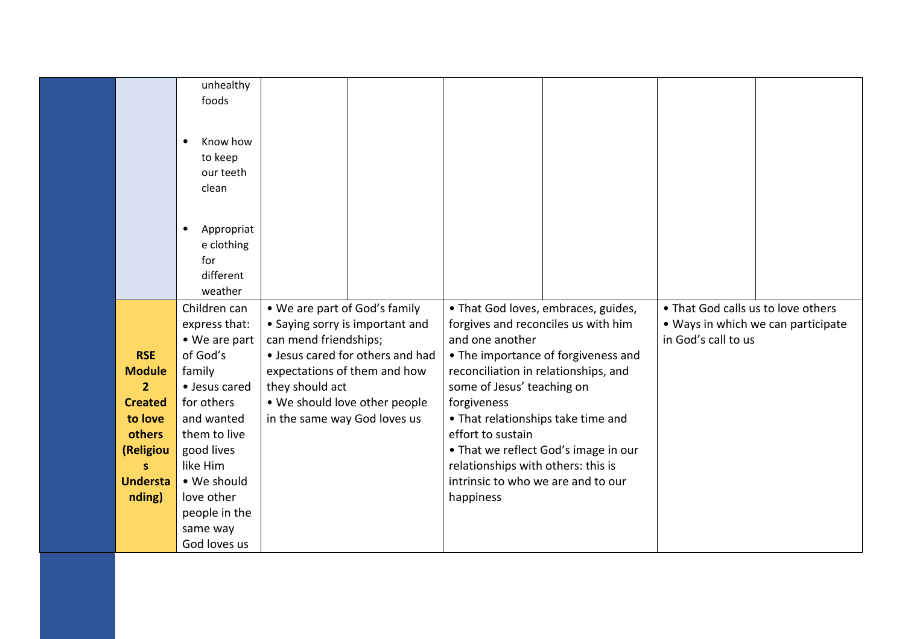| | | | | | | | | |
|---|---|---|---|---|---|---|---|---|
| | | unhealthy foods<br><br>• Know how to keep our teeth clean<br><br>• Appropriate clothing for different weather | | | | | | |
| | **RSE Module 2 Created to love others (Religious Understanding)** | Children can express that:<br>• We are part of God's family<br>• Jesus cared for others and wanted them to live good lives like Him<br>• We should love other people in the same way God loves us | • We are part of God's family<br>• Saying sorry is important and can mend friendships;<br>• Jesus cared for others and had expectations of them and how they should act<br>• We should love other people in the same way God loves us | | • That God loves, embraces, guides, forgives and reconciles us with him and one another<br>• The importance of forgiveness and reconciliation in relationships, and some of Jesus' teaching on forgiveness<br>• That relationships take time and effort to sustain<br>• That we reflect God's image in our relationships with others: this is intrinsic to who we are and to our happiness | | • That God calls us to love others<br>• Ways in which we can participate in God's call to us | |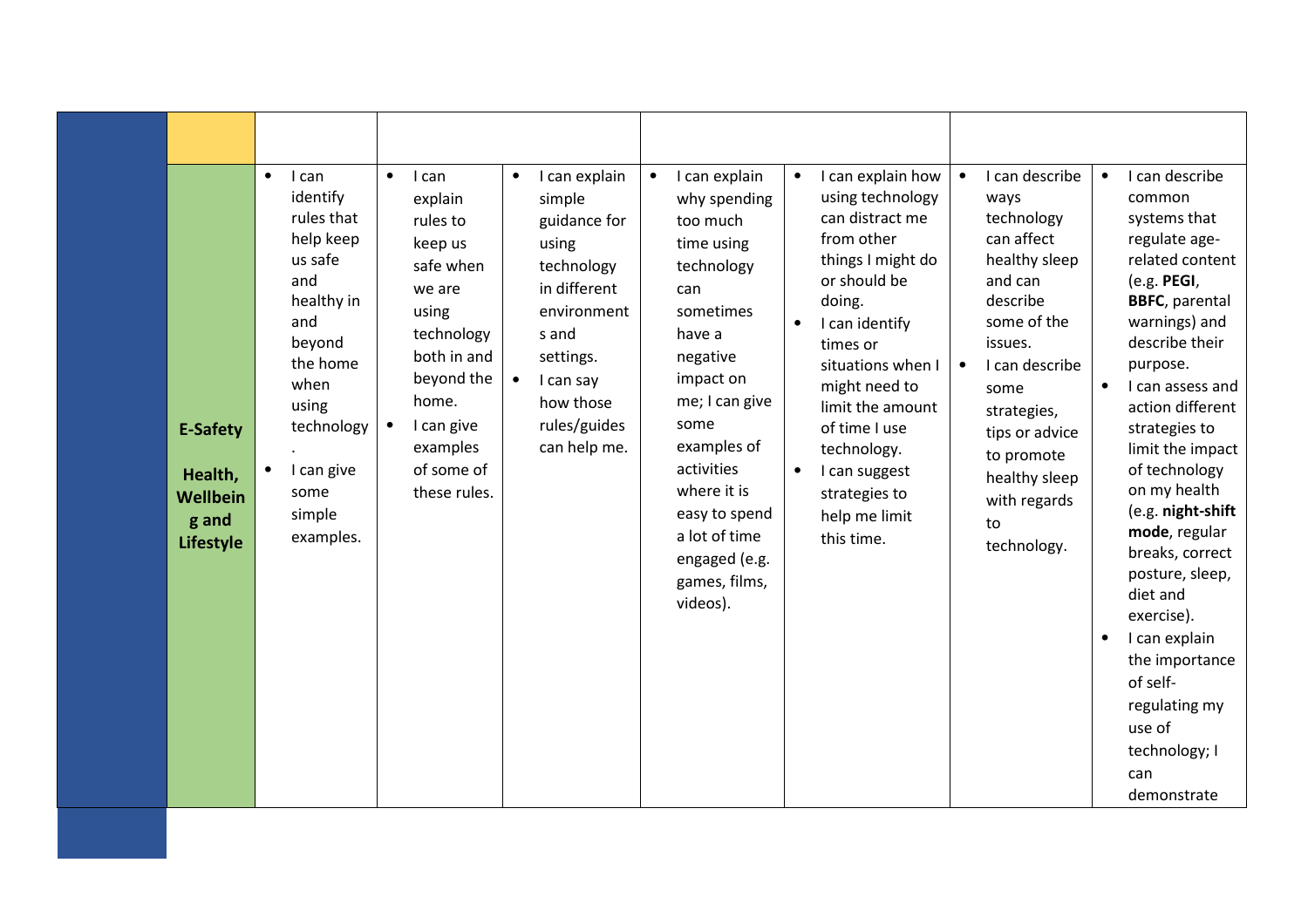| | | | | | | | | |
|---|---|---|---|---|---|---|---|---|
| **E-Safety**<br><br>**Health, Wellbeing and Lifestyle** | • I can identify rules that help keep us safe and healthy in and beyond the home when using technology.<br>• I can give some simple examples. | • I can explain rules to keep us safe when we are using technology both in and beyond the home.<br>• I can give examples of some of these rules. | • I can explain simple guidance for using technology in different environments and settings.<br>• I can say how those rules/guides can help me. | • I can explain why spending too much time using technology can sometimes have a negative impact on me; I can give some examples of activities where it is easy to spend a lot of time engaged (e.g. games, films, videos). | • I can explain how using technology can distract me from other things I might do or should be doing.<br>• I can identify times or situations when I might need to limit the amount of time I use technology.<br>• I can suggest strategies to help me limit this time. | • I can describe ways technology can affect healthy sleep and can describe some of the issues.<br>• I can describe some strategies, tips or advice to promote healthy sleep with regards to technology. | • I can describe common systems that regulate age-related content (e.g. **PEGI**, **BBFC**, parental warnings) and describe their purpose.<br>• I can assess and action different strategies to limit the impact of technology on my health (e.g. **night-shift mode**, regular breaks, correct posture, sleep, diet and exercise).<br>• I can explain the importance of self-regulating my use of technology; I can demonstrate |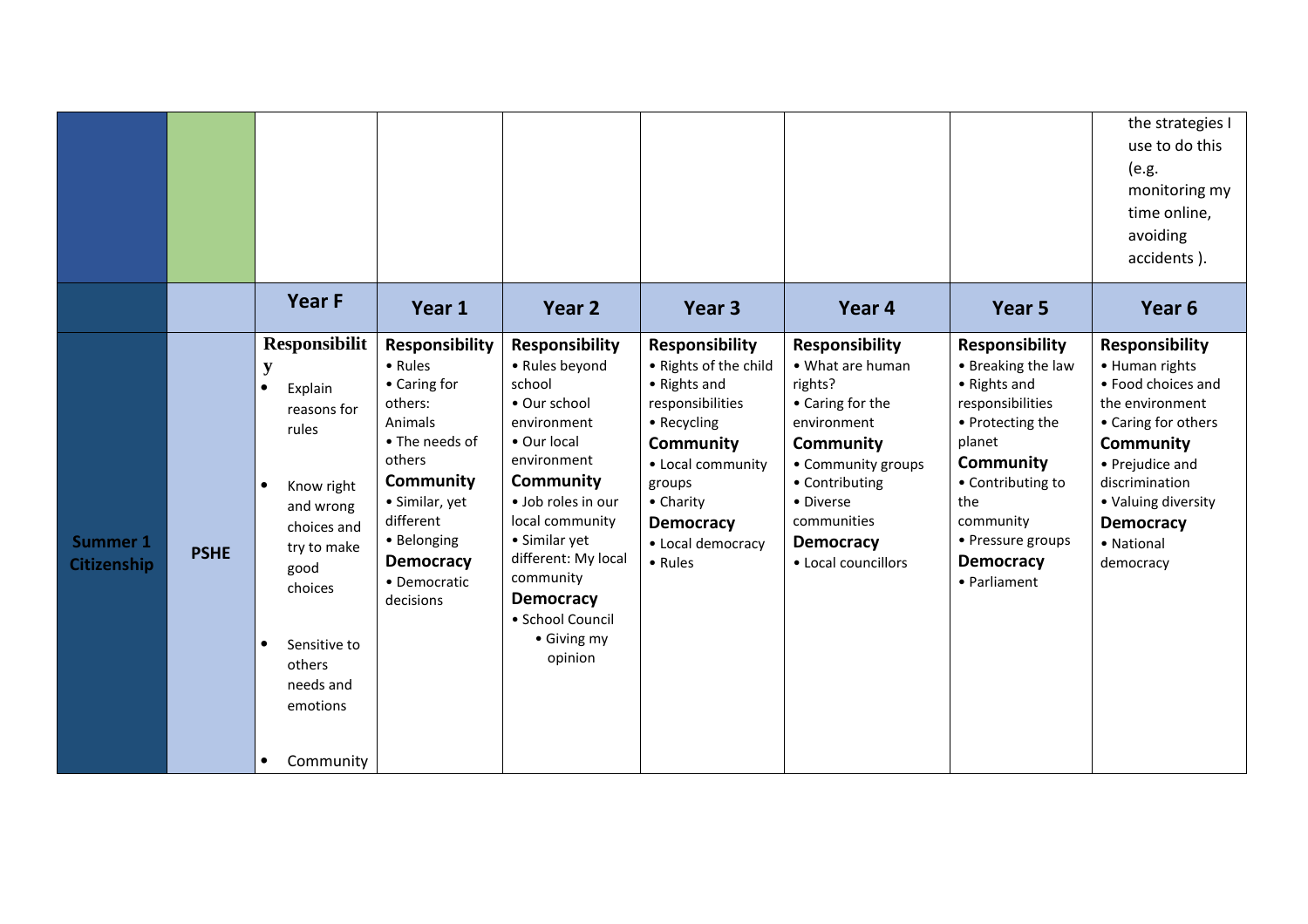| | | | | | | | | |
|---|---|---|---|---|---|---|---|---|
| | | | | | | | | the strategies I use to do this (e.g. monitoring my time online, avoiding accidents ). |
| | | **Year F** | **Year 1** | **Year 2** | **Year 3** | **Year 4** | **Year 5** | **Year 6** |
| **Summer 1 Citizenship** | **PSHE** | **Responsibility**<br>• Explain reasons for rules<br>• Know right and wrong choices and try to make good choices<br>• Sensitive to others needs and emotions<br>• Community | **Responsibility**<br>• Rules<br>• Caring for others: Animals<br>• The needs of others<br>**Community**<br>• Similar, yet different<br>• Belonging<br>**Democracy**<br>• Democratic decisions | **Responsibility**<br>• Rules beyond school<br>• Our school environment<br>• Our local environment<br>**Community**<br>• Job roles in our local community<br>• Similar yet different: My local community<br>**Democracy**<br>• School Council<br>• Giving my opinion | **Responsibility**<br>• Rights of the child<br>• Rights and responsibilities<br>• Recycling<br>**Community**<br>• Local community groups<br>• Charity<br>**Democracy**<br>• Local democracy<br>• Rules | **Responsibility**<br>• What are human rights?<br>• Caring for the environment<br>**Community**<br>• Community groups<br>• Contributing<br>• Diverse communities<br>**Democracy**<br>• Local councillors | **Responsibility**<br>• Breaking the law<br>• Rights and responsibilities<br>• Protecting the planet<br>**Community**<br>• Contributing to the community<br>• Pressure groups<br>**Democracy**<br>• Parliament | **Responsibility**<br>• Human rights<br>• Food choices and the environment<br>• Caring for others<br>**Community**<br>• Prejudice and discrimination<br>• Valuing diversity<br>**Democracy**<br>• National democracy |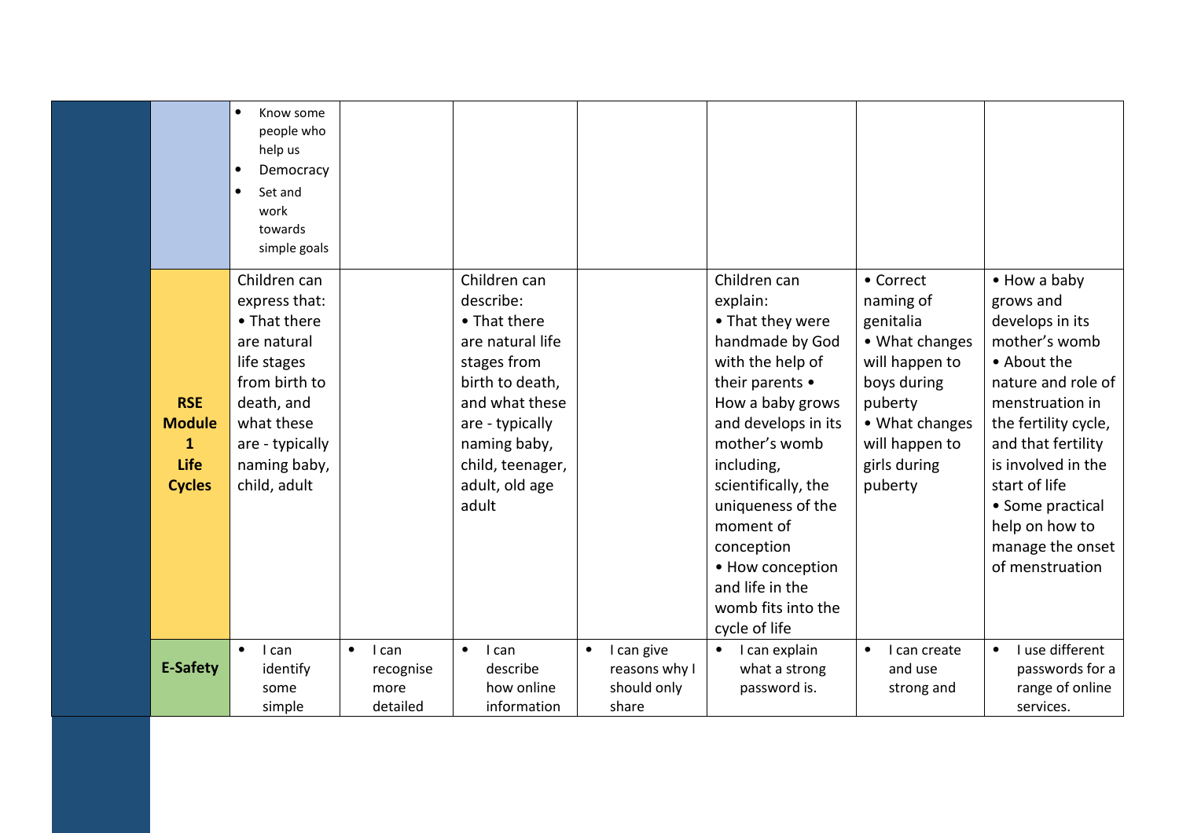| | | | | | | | | |
|---|---|---|---|---|---|---|---|---|
| | | • Know some people who help us<br>• Democracy<br>• Set and work towards simple goals | | | | | | |
| | **RSE Module 1 Life Cycles** | Children can express that:<br>• That there are natural life stages from birth to death, and what these are - typically naming baby, child, adult | | Children can describe:<br>• That there are natural life stages from birth to death, and what these are - typically naming baby, child, teenager, adult, old age adult | | Children can explain:<br>• That they were handmade by God with the help of their parents • How a baby grows and develops in its mother's womb including, scientifically, the uniqueness of the moment of conception<br>• How conception and life in the womb fits into the cycle of life | • Correct naming of genitalia<br>• What changes will happen to boys during puberty<br>• What changes will happen to girls during puberty | • How a baby grows and develops in its mother's womb<br>• About the nature and role of menstruation in the fertility cycle, and that fertility is involved in the start of life<br>• Some practical help on how to manage the onset of menstruation |
| | **E-Safety** | • I can identify some simple | • I can recognise more detailed | • I can describe how online information | • I can give reasons why I should only share | • I can explain what a strong password is. | • I can create and use strong and | • I use different passwords for a range of online services. |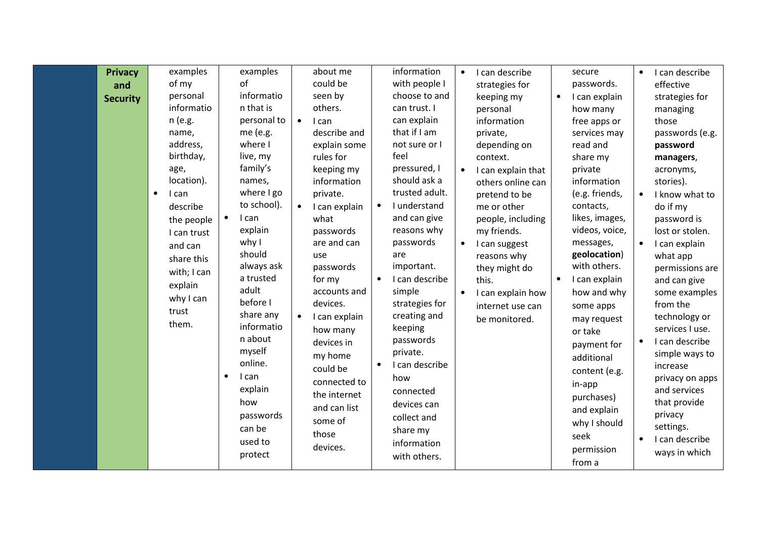| | Privacy and Security | examples of my personal information (e.g. name, address, birthday, age, location).<br>• I can describe the people I can trust and can share this with; I can explain why I can trust them. | examples of information that is personal to me (e.g. where I live, my family's names, where I go to school).<br>• I can explain why I should always ask a trusted adult before I share any information about myself online.<br>• I can explain how passwords can be used to protect | about me could be seen by others.<br>• I can describe and explain some rules for keeping my information private.<br>• I can explain what passwords are and can use passwords for my accounts and devices.<br>• I can explain how many devices in my home could be connected to the internet and can list some of those devices. | information with people I choose to and can trust. I can explain that if I am not sure or I feel pressured, I should ask a trusted adult.<br>• I understand and can give reasons why passwords are important.<br>• I can describe simple strategies for creating and keeping passwords private.<br>• I can describe how connected devices can collect and share my information with others. | • I can describe strategies for keeping my personal information private, depending on context.<br>• I can explain that others online can pretend to be me or other people, including my friends.<br>• I can suggest reasons why they might do this.<br>• I can explain how internet use can be monitored. | secure passwords.<br>• I can explain how many free apps or services may read and share my private information (e.g. friends, contacts, likes, images, videos, voice, messages, **geolocation**) with others.<br>• I can explain how and why some apps may request or take payment for additional content (e.g. in-app purchases) and explain why I should seek permission from a | • I can describe effective strategies for managing those passwords (e.g. **password managers**, acronyms, stories).<br>• I know what to do if my password is lost or stolen.<br>• I can explain what app permissions are and can give some examples from the technology or services I use.<br>• I can describe simple ways to increase privacy on apps and services that provide privacy settings.<br>• I can describe ways in which |
|---|---|---|---|---|---|---|---|---|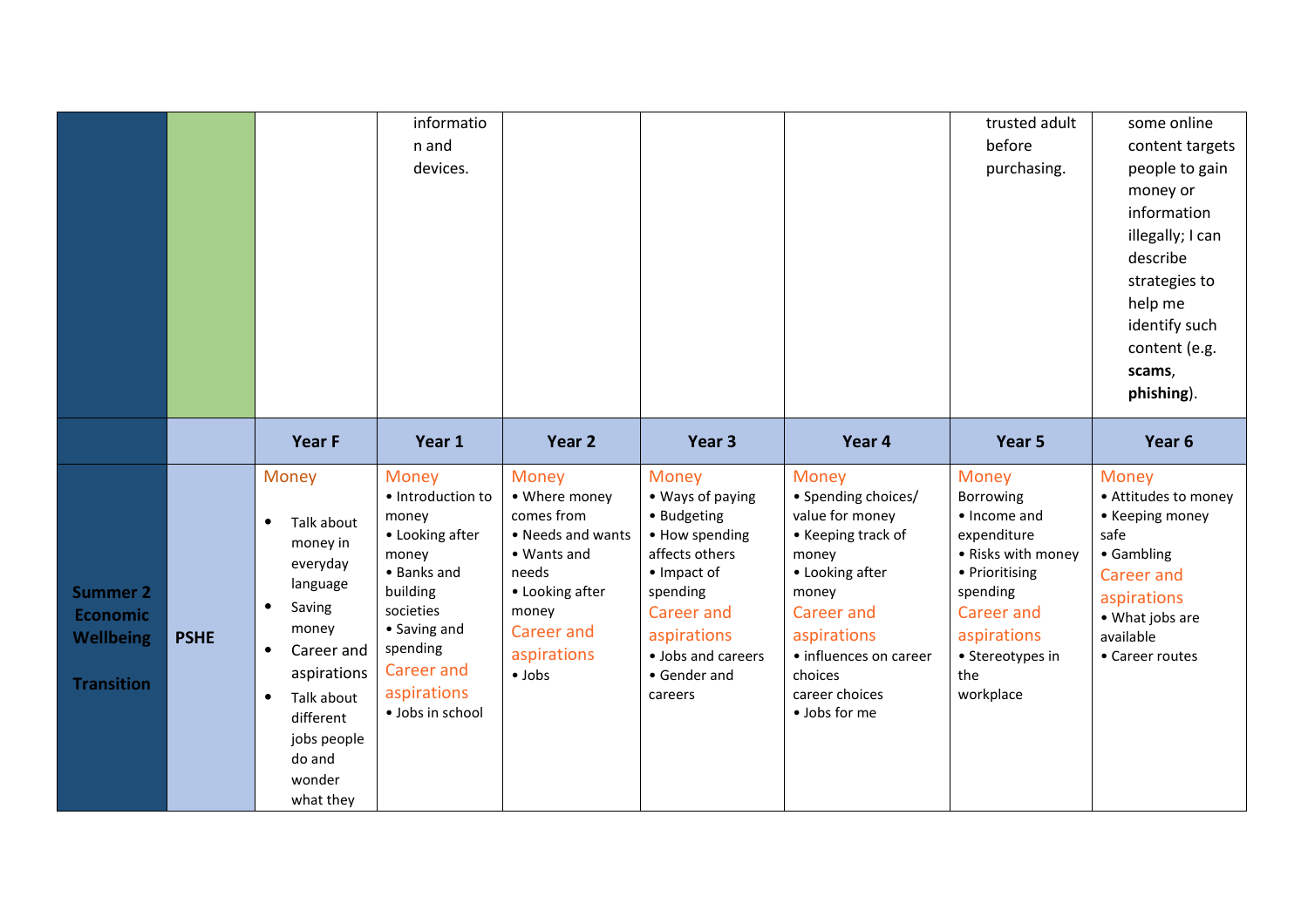| | | | | | | | | |
|---|---|---|---|---|---|---|---|---|
| | | | information and devices. | | | | trusted adult before purchasing. | some online content targets people to gain money or information illegally; I can describe strategies to help me identify such content (e.g. **scams**, **phishing**). |
| | | **Year F** | **Year 1** | **Year 2** | **Year 3** | **Year 4** | **Year 5** | **Year 6** |
| **Summer 2 Economic Wellbeing**<br><br>**Transition** | **PSHE** | Money<br>• Talk about money in everyday language<br>• Saving money<br>• Career and aspirations<br>• Talk about different jobs people do and wonder what they | Money<br>• Introduction to money<br>• Looking after money<br>• Banks and building societies<br>• Saving and spending<br>Career and aspirations<br>• Jobs in school | Money<br>• Where money comes from<br>• Needs and wants<br>• Wants and needs<br>• Looking after money<br>Career and aspirations<br>• Jobs | Money<br>• Ways of paying<br>• Budgeting<br>• How spending affects others<br>• Impact of spending<br>Career and aspirations<br>• Jobs and careers<br>• Gender and careers | Money<br>• Spending choices/ value for money<br>• Keeping track of money<br>• Looking after money<br>Career and aspirations<br>• influences on career choices<br>career choices<br>• Jobs for me | Money<br>Borrowing<br>• Income and expenditure<br>• Risks with money<br>• Prioritising spending<br>Career and aspirations<br>• Stereotypes in the workplace | Money<br>• Attitudes to money<br>• Keeping money safe<br>• Gambling<br>Career and aspirations<br>• What jobs are available<br>• Career routes |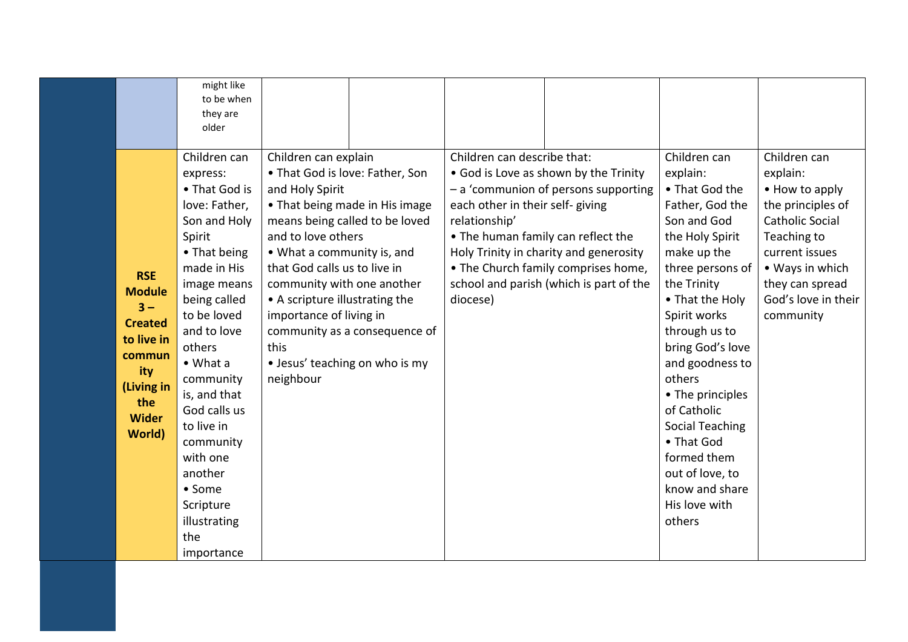| | | | | | | | |
|---|---|---|---|---|---|---|---|
| | might like to be when they are older | | | | | | |
| **RSE Module 3 – Created to live in community (Living in the Wider World)** | Children can express:<br>• That God is love: Father, Son and Holy Spirit<br>• That being made in His image means being called to be loved and to love others<br>• What a community is, and that God calls us to live in community with one another<br>• Some Scripture illustrating the importance | Children can explain<br>• That God is love: Father, Son and Holy Spirit<br>• That being made in His image means being called to be loved and to love others<br>• What a community is, and that God calls us to live in community with one another<br>• A scripture illustrating the importance of living in community as a consequence of this<br>• Jesus' teaching on who is my neighbour | | Children can describe that:<br>• God is Love as shown by the Trinity – a 'communion of persons supporting each other in their self- giving relationship'<br>• The human family can reflect the Holy Trinity in charity and generosity<br>• The Church family comprises home, school and parish (which is part of the diocese) | | Children can explain:<br>• That God the Father, God the Son and God the Holy Spirit make up the three persons of the Trinity<br>• That the Holy Spirit works through us to bring God's love and goodness to others<br>• The principles of Catholic Social Teaching<br>• That God formed them out of love, to know and share His love with others | Children can explain:<br>• How to apply the principles of Catholic Social Teaching to current issues<br>• Ways in which they can spread God's love in their community |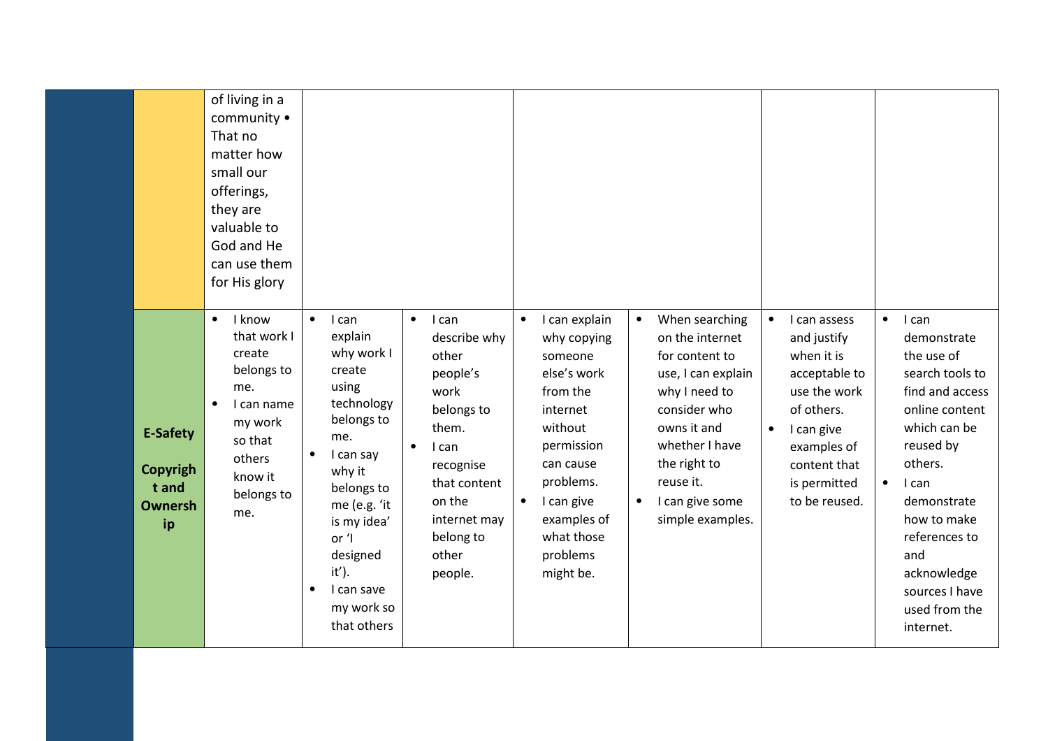| | | | | | | | | |
|---|---|---|---|---|---|---|---|---|
| | | of living in a community • That no matter how small our offerings, they are valuable to God and He can use them for His glory | | | | | | |
| | **E-Safety**<br><br>**Copyright and Ownership** | • I know that work I create belongs to me.<br>• I can name my work so that others know it belongs to me. | • I can explain why work I create using technology belongs to me.<br>• I can say why it belongs to me (e.g. 'it is my idea' or 'I designed it').<br>• I can save my work so that others | • I can describe why other people's work belongs to them.<br>• I can recognise that content on the internet may belong to other people. | • I can explain why copying someone else's work from the internet without permission can cause problems.<br>• I can give examples of what those problems might be. | • When searching on the internet for content to use, I can explain why I need to consider who owns it and whether I have the right to reuse it.<br>• I can give some simple examples. | • I can assess and justify when it is acceptable to use the work of others.<br>• I can give examples of content that is permitted to be reused. | • I can demonstrate the use of search tools to find and access online content which can be reused by others.<br>• I can demonstrate how to make references to and acknowledge sources I have used from the internet. |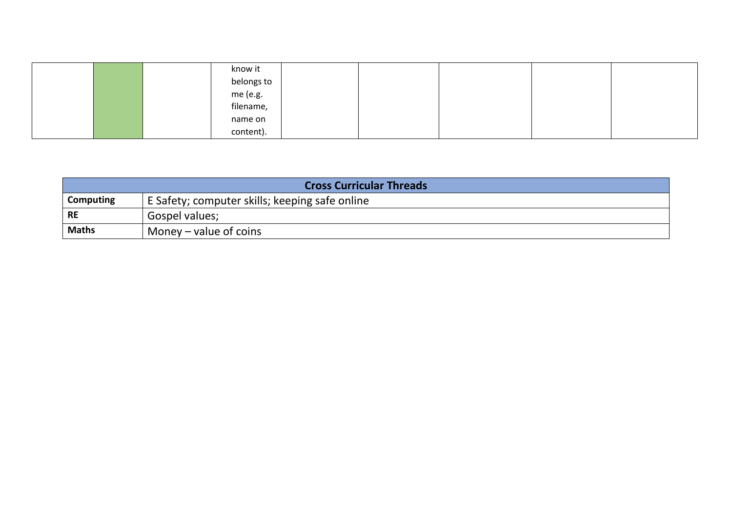| | | | | | | | | |
|---|---|---|---|---|---|---|---|---|
| | | | know it belongs to me (e.g. filename, name on content). | | | | | |

| **Cross Curricular Threads** | |
|---|---|
| **Computing** | E Safety; computer skills; keeping safe online |
| **RE** | Gospel values; |
| **Maths** | Money – value of coins |